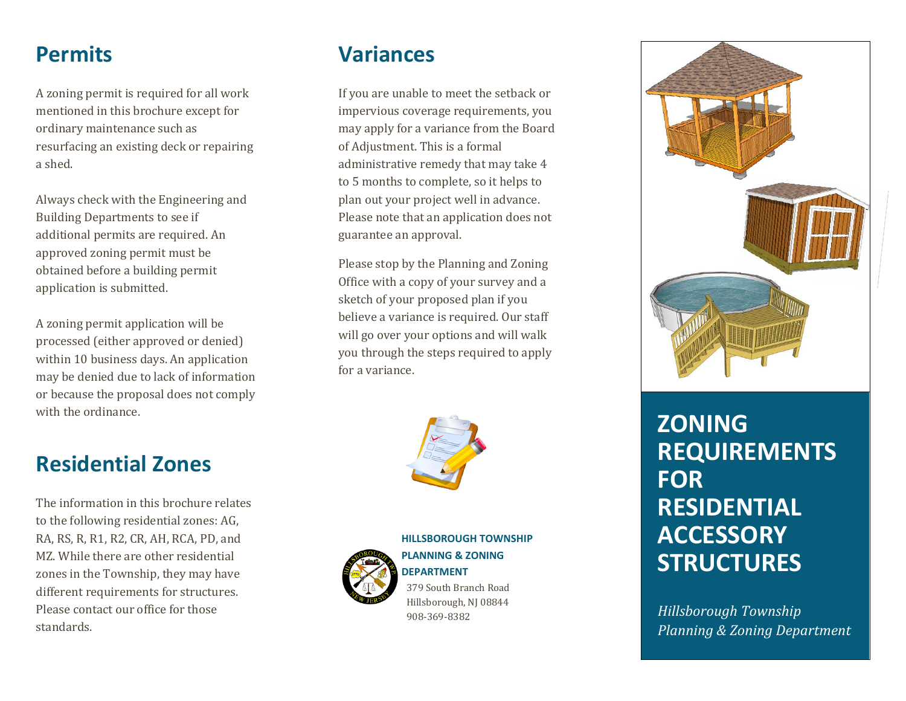## Permits

A zoning permit is required for all work mentioned in this brochure except for ordinary maintenance such as resurfacing an existing deck or repairing a shed.

Always check with the Engineering and Building Departments to see if additional permits are required. An approved zoning permit must be obtained before a building permit application is submitted.

A zoning permit application will be processed (either approved or denied) within 10 business days. An application may be denied due to lack of information or because the proposal does not comply with the ordinance.

## Residential Zones

The information in this brochure relates to the following residential zones: AG, RA, RS, R, R1, R2, CR, AH, RCA, PD, and MZ. While there are other residential zones in the Township, they may have different requirements for structures. Please contact our office for those standards.

## Variances

If you are unable to meet the setback or impervious coverage requirements, you may apply for a variance from the Board of Adjustment. This is a formal administrative remedy that may take 4 to 5 months to complete, so it helps to plan out your project well in advance. Please note that an application does not guarantee an approval.

Please stop by the Planning and Zoning Office with a copy of your survey and a sketch of your proposed plan if you believe a variance is required. Our staff will go over your options and will walk you through the steps required to apply for a variance.

**HILLSBOROUGH TOWNSHIP PLANNING & ZONING DEPARTMENT**

379 South Branch Road
Hillsborough, NJ 08844
908-369-8382

# ZONING REQUIREMENTS FOR RESIDENTIAL ACCESSORY STRUCTURES

*Hillsborough Township Planning & Zoning Department*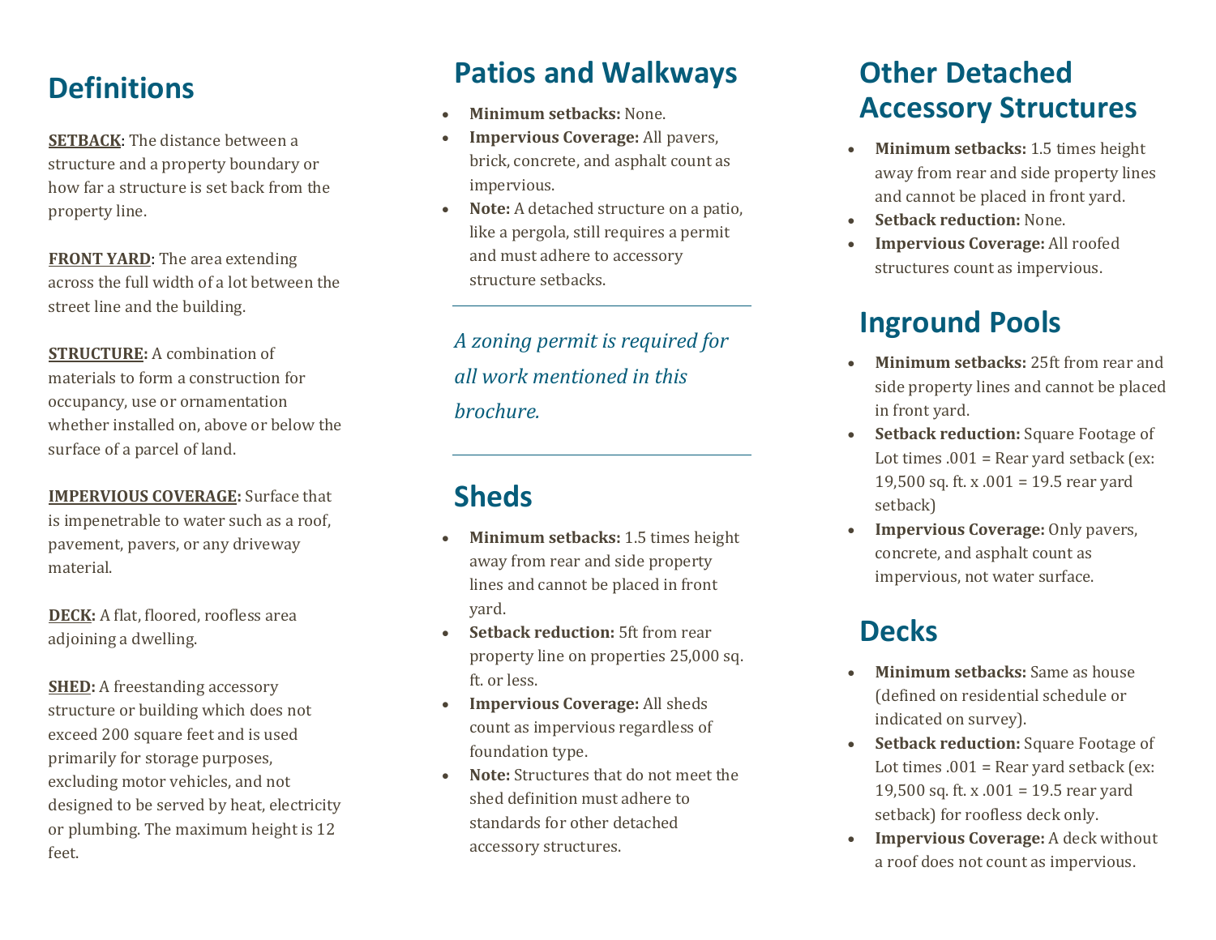## Definitions

**SETBACK**: The distance between a structure and a property boundary or how far a structure is set back from the property line.

**FRONT YARD**: The area extending across the full width of a lot between the street line and the building.

**STRUCTURE:** A combination of materials to form a construction for occupancy, use or ornamentation whether installed on, above or below the surface of a parcel of land.

**IMPERVIOUS COVERAGE:** Surface that is impenetrable to water such as a roof, pavement, pavers, or any driveway material.

**DECK:** A flat, floored, roofless area adjoining a dwelling.

**SHED:** A freestanding accessory structure or building which does not exceed 200 square feet and is used primarily for storage purposes, excluding motor vehicles, and not designed to be served by heat, electricity or plumbing. The maximum height is 12 feet.

## Patios and Walkways

- **Minimum setbacks:** None.
- **Impervious Coverage:** All pavers, brick, concrete, and asphalt count as impervious.
- **Note:** A detached structure on a patio, like a pergola, still requires a permit and must adhere to accessory structure setbacks.

---

*A zoning permit is required for all work mentioned in this brochure.*

---

## Sheds

- **Minimum setbacks:** 1.5 times height away from rear and side property lines and cannot be placed in front yard.
- **Setback reduction:** 5ft from rear property line on properties 25,000 sq. ft. or less.
- **Impervious Coverage:** All sheds count as impervious regardless of foundation type.
- **Note:** Structures that do not meet the shed definition must adhere to standards for other detached accessory structures.

## Other Detached Accessory Structures

- **Minimum setbacks:** 1.5 times height away from rear and side property lines and cannot be placed in front yard.
- **Setback reduction:** None.
- **Impervious Coverage:** All roofed structures count as impervious.

## Inground Pools

- **Minimum setbacks:** 25ft from rear and side property lines and cannot be placed in front yard.
- **Setback reduction:** Square Footage of Lot times .001 = Rear yard setback (ex: 19,500 sq. ft. x .001 = 19.5 rear yard setback)
- **Impervious Coverage:** Only pavers, concrete, and asphalt count as impervious, not water surface.

## Decks

- **Minimum setbacks:** Same as house (defined on residential schedule or indicated on survey).
- **Setback reduction:** Square Footage of Lot times .001 = Rear yard setback (ex: 19,500 sq. ft. x .001 = 19.5 rear yard setback) for roofless deck only.
- **Impervious Coverage:** A deck without a roof does not count as impervious.